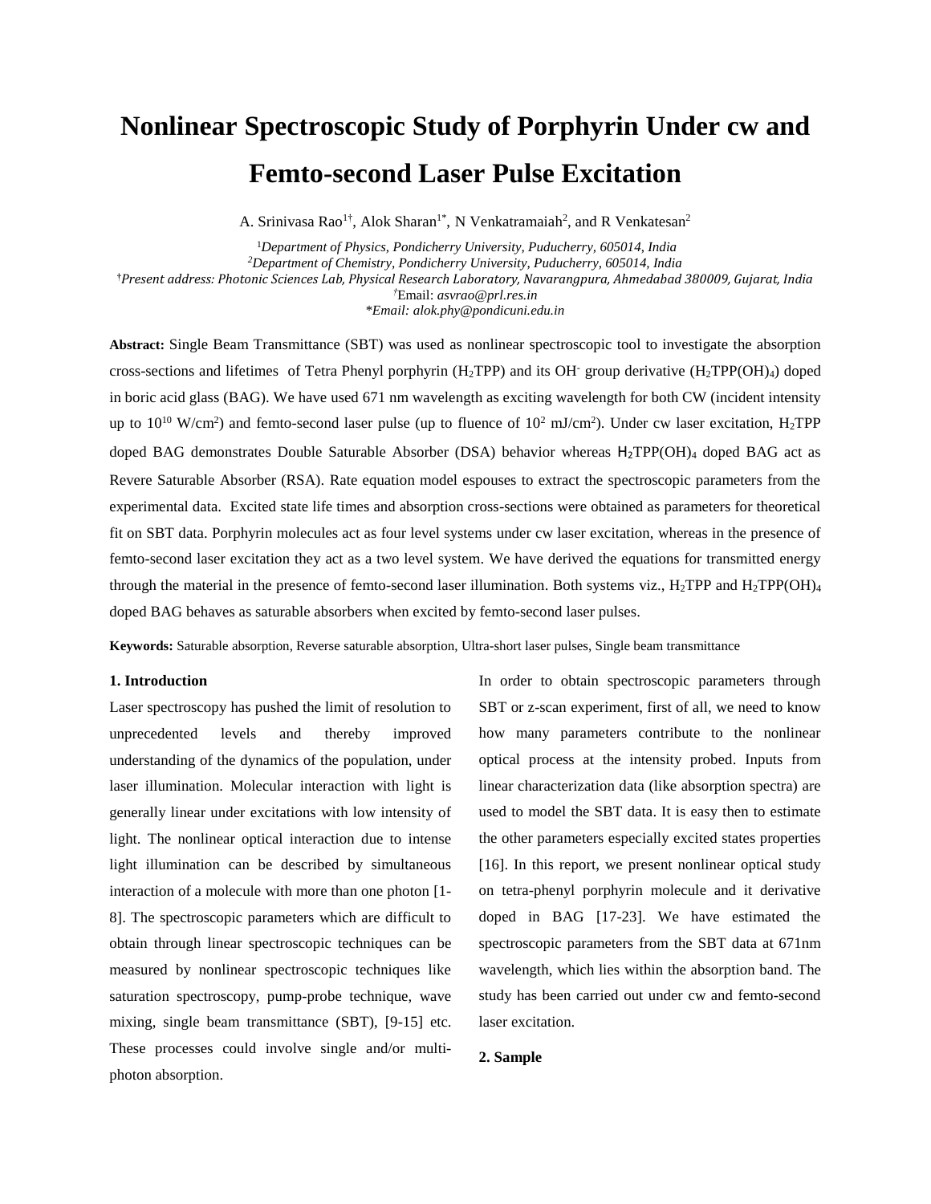# Nonlinear Spectroscopic Study of Porphyrin Under cw and Femto-second Laser Pulse Excitation

A. Srinivasa Rao[1†], Alok Sharan[1*], N Venkatramaiah[2], and R Venkatesan[2]

[1]*Department of Physics, Pondicherry University, Puducherry, 605014, India*
[2]*Department of Chemistry, Pondicherry University, Puducherry, 605014, India*
[†]*Present address: Photonic Sciences Lab, Physical Research Laboratory, Navarangpura, Ahmedabad 380009, Gujarat, India*
[†]Email: *asvrao@prl.res.in*
*\*Email: alok.phy@pondicuni.edu.in*

**Abstract:** Single Beam Transmittance (SBT) was used as nonlinear spectroscopic tool to investigate the absorption cross-sections and lifetimes of Tetra Phenyl porphyrin ($H_2TPP$) and its $OH^-$ group derivative ($H_2TPP(OH)_4$) doped in boric acid glass (BAG). We have used 671 nm wavelength as exciting wavelength for both CW (incident intensity up to $10^{10}$ W/cm$^2$) and femto-second laser pulse (up to fluence of $10^2$ mJ/cm$^2$). Under cw laser excitation, $H_2TPP$ doped BAG demonstrates Double Saturable Absorber (DSA) behavior whereas $H_2TPP(OH)_4$ doped BAG act as Revere Saturable Absorber (RSA). Rate equation model espouses to extract the spectroscopic parameters from the experimental data. Excited state life times and absorption cross-sections were obtained as parameters for theoretical fit on SBT data. Porphyrin molecules act as four level systems under cw laser excitation, whereas in the presence of femto-second laser excitation they act as a two level system. We have derived the equations for transmitted energy through the material in the presence of femto-second laser illumination. Both systems viz., $H_2TPP$ and $H_2TPP(OH)_4$ doped BAG behaves as saturable absorbers when excited by femto-second laser pulses.

**Keywords:** Saturable absorption, Reverse saturable absorption, Ultra-short laser pulses, Single beam transmittance

## 1. Introduction

Laser spectroscopy has pushed the limit of resolution to unprecedented levels and thereby improved understanding of the dynamics of the population, under laser illumination. Molecular interaction with light is generally linear under excitations with low intensity of light. The nonlinear optical interaction due to intense light illumination can be described by simultaneous interaction of a molecule with more than one photon [1-8]. The spectroscopic parameters which are difficult to obtain through linear spectroscopic techniques can be measured by nonlinear spectroscopic techniques like saturation spectroscopy, pump-probe technique, wave mixing, single beam transmittance (SBT), [9-15] etc. These processes could involve single and/or multi-photon absorption.

In order to obtain spectroscopic parameters through SBT or z-scan experiment, first of all, we need to know how many parameters contribute to the nonlinear optical process at the intensity probed. Inputs from linear characterization data (like absorption spectra) are used to model the SBT data. It is easy then to estimate the other parameters especially excited states properties [16]. In this report, we present nonlinear optical study on tetra-phenyl porphyrin molecule and it derivative doped in BAG [17-23]. We have estimated the spectroscopic parameters from the SBT data at 671nm wavelength, which lies within the absorption band. The study has been carried out under cw and femto-second laser excitation.

## 2. Sample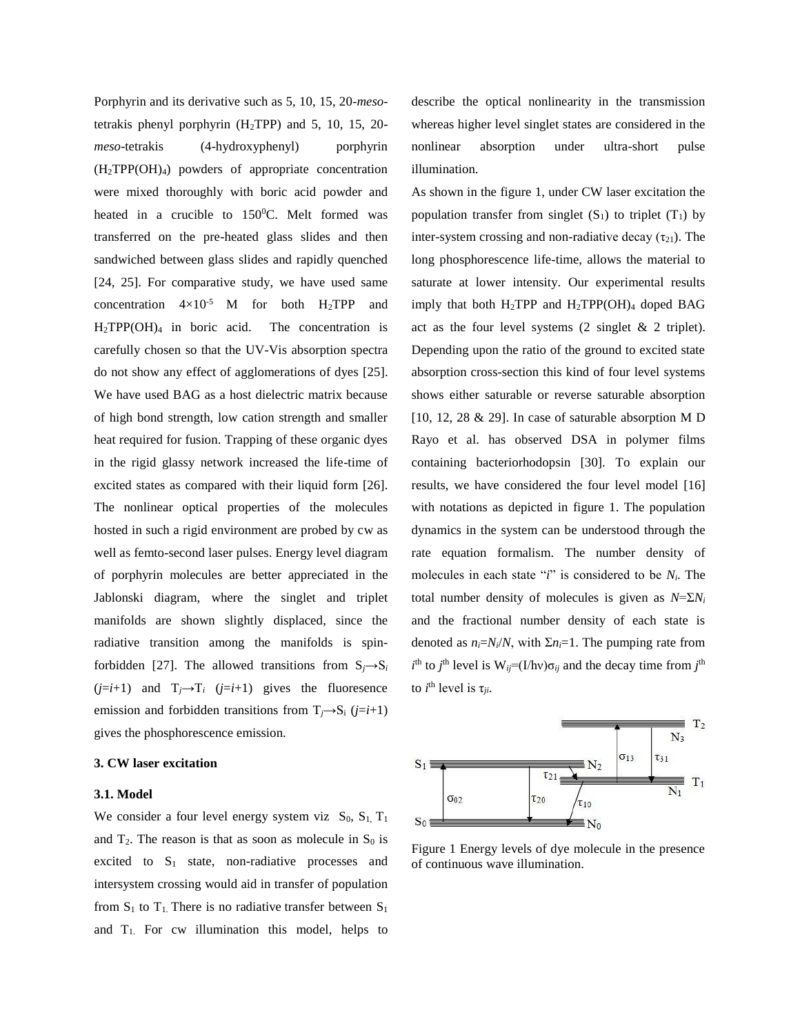Porphyrin and its derivative such as 5, 10, 15, 20-*meso*-tetrakis phenyl porphyrin ($H_2TPP$) and 5, 10, 15, 20-*meso*-tetrakis (4-hydroxyphenyl) porphyrin ($H_2TPP(OH)_4$) powders of appropriate concentration were mixed thoroughly with boric acid powder and heated in a crucible to $150^0$C. Melt formed was transferred on the pre-heated glass slides and then sandwiched between glass slides and rapidly quenched [24, 25]. For comparative study, we have used same concentration $4\times10^{-5}$ M for both $H_2TPP$ and $H_2TPP(OH)_4$ in boric acid. The concentration is carefully chosen so that the UV-Vis absorption spectra do not show any effect of agglomerations of dyes [25]. We have used BAG as a host dielectric matrix because of high bond strength, low cation strength and smaller heat required for fusion. Trapping of these organic dyes in the rigid glassy network increased the life-time of excited states as compared with their liquid form [26]. The nonlinear optical properties of the molecules hosted in such a rigid environment are probed by cw as well as femto-second laser pulses. Energy level diagram of porphyrin molecules are better appreciated in the Jablonski diagram, where the singlet and triplet manifolds are shown slightly displaced, since the radiative transition among the manifolds is spin-forbidden [27]. The allowed transitions from $S_j \rightarrow S_i$ ($j=i+1$) and $T_j \rightarrow T_i$ ($j=i+1$) gives the fluoresence emission and forbidden transitions from $T_j \rightarrow S_i$ ($j=i+1$) gives the phosphorescence emission.

## 3. CW laser excitation

### 3.1. Model

We consider a four level energy system viz $S_0$, $S_1$, $T_1$ and $T_2$. The reason is that as soon as molecule in $S_0$ is excited to $S_1$ state, non-radiative processes and intersystem crossing would aid in transfer of population from $S_1$ to $T_1$. There is no radiative transfer between $S_1$ and $T_1$. For cw illumination this model, helps to describe the optical nonlinearity in the transmission whereas higher level singlet states are considered in the nonlinear absorption under ultra-short pulse illumination.

As shown in the figure 1, under CW laser excitation the population transfer from singlet ($S_1$) to triplet ($T_1$) by inter-system crossing and non-radiative decay ($\tau_{21}$). The long phosphorescence life-time, allows the material to saturate at lower intensity. Our experimental results imply that both $H_2TPP$ and $H_2TPP(OH)_4$ doped BAG act as the four level systems (2 singlet & 2 triplet). Depending upon the ratio of the ground to excited state absorption cross-section this kind of four level systems shows either saturable or reverse saturable absorption [10, 12, 28 & 29]. In case of saturable absorption M D Rayo et al. has observed DSA in polymer films containing bacteriorhodopsin [30]. To explain our results, we have considered the four level model [16] with notations as depicted in figure 1. The population dynamics in the system can be understood through the rate equation formalism. The number density of molecules in each state "$i$" is considered to be $N_i$. The total number density of molecules is given as $N=\Sigma N_i$ and the fractional number density of each state is denoted as $n_i=N_i/N$, with $\Sigma n_i=1$. The pumping rate from $i^{th}$ to $j^{th}$ level is $W_{ij}=(I/h\nu)\sigma_{ij}$ and the decay time from $j^{th}$ to $i^{th}$ level is $\tau_{ji}$.

Figure 1 Energy levels of dye molecule in the presence of continuous wave illumination.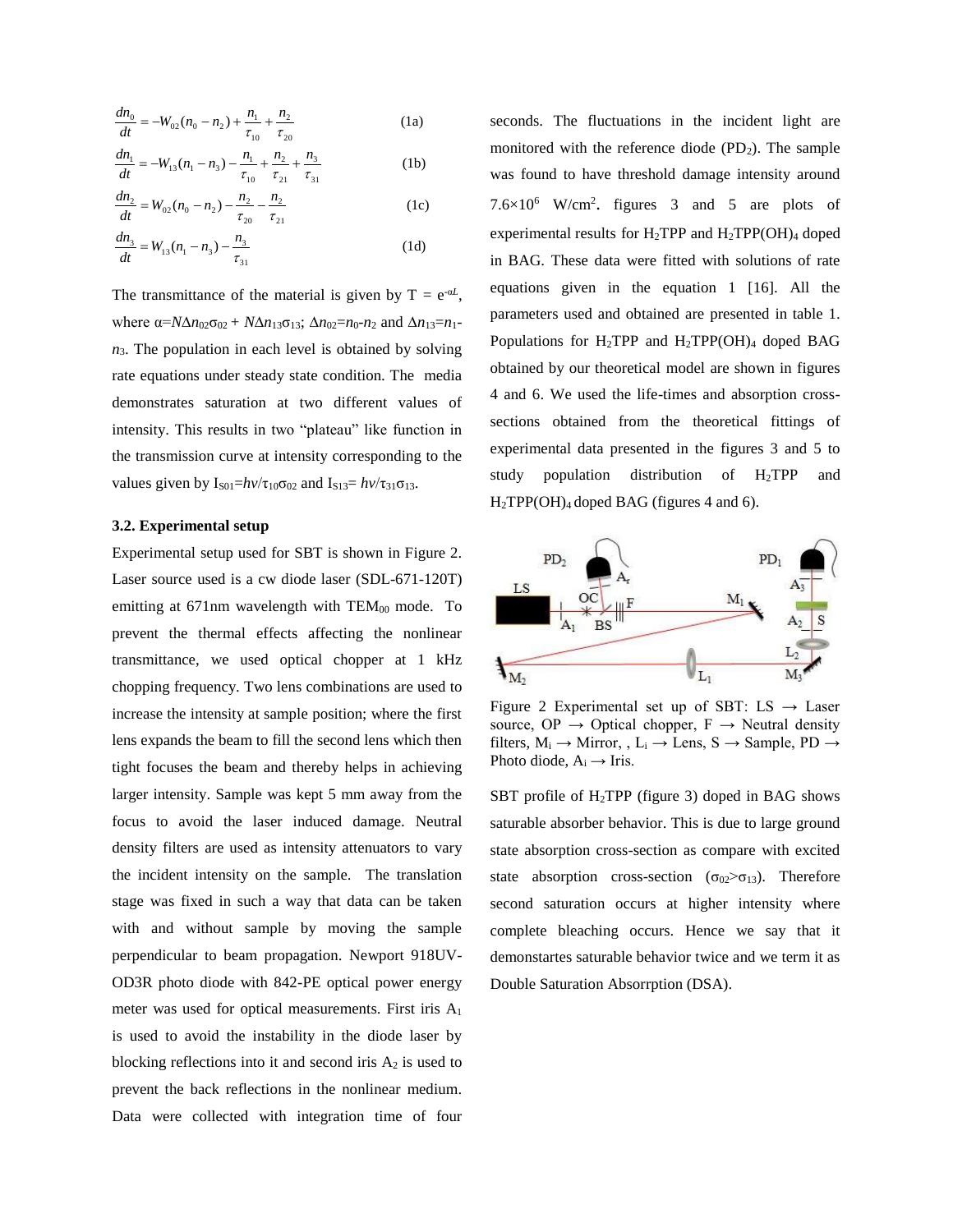$$\frac{dn_0}{dt} = -W_{02}(n_0 - n_2) + \frac{n_1}{\tau_{10}} + \frac{n_2}{\tau_{20}} \quad (1a)$$

$$\frac{dn_1}{dt} = -W_{13}(n_1 - n_3) - \frac{n_1}{\tau_{10}} + \frac{n_2}{\tau_{21}} + \frac{n_3}{\tau_{31}} \quad (1b)$$

$$\frac{dn_2}{dt} = W_{02}(n_0 - n_2) - \frac{n_2}{\tau_{20}} - \frac{n_2}{\tau_{21}} \quad (1c)$$

$$\frac{dn_3}{dt} = W_{13}(n_1 - n_3) - \frac{n_3}{\tau_{31}} \quad (1d)$$

The transmittance of the material is given by $T = e^{-\alpha L}$, where $\alpha = N\Delta n_{02}\sigma_{02} + N\Delta n_{13}\sigma_{13}$; $\Delta n_{02} = n_0 - n_2$ and $\Delta n_{13} = n_1 - n_3$. The population in each level is obtained by solving rate equations under steady state condition. The media demonstrates saturation at two different values of intensity. This results in two "plateau" like function in the transmission curve at intensity corresponding to the values given by $I_{S01} = h\nu/\tau_{10}\sigma_{02}$ and $I_{S13} = h\nu/\tau_{31}\sigma_{13}$.

### 3.2. Experimental setup

Experimental setup used for SBT is shown in Figure 2. Laser source used is a cw diode laser (SDL-671-120T) emitting at 671nm wavelength with $TEM_{00}$ mode. To prevent the thermal effects affecting the nonlinear transmittance, we used optical chopper at 1 kHz chopping frequency. Two lens combinations are used to increase the intensity at sample position; where the first lens expands the beam to fill the second lens which then tight focuses the beam and thereby helps in achieving larger intensity. Sample was kept 5 mm away from the focus to avoid the laser induced damage. Neutral density filters are used as intensity attenuators to vary the incident intensity on the sample. The translation stage was fixed in such a way that data can be taken with and without sample by moving the sample perpendicular to beam propagation. Newport 918UV-OD3R photo diode with 842-PE optical power energy meter was used for optical measurements. First iris $A_1$ is used to avoid the instability in the diode laser by blocking reflections into it and second iris $A_2$ is used to prevent the back reflections in the nonlinear medium. Data were collected with integration time of four seconds. The fluctuations in the incident light are monitored with the reference diode ($PD_2$). The sample was found to have threshold damage intensity around $7.6\times10^6$ W/cm$^2$. figures 3 and 5 are plots of experimental results for $H_2TPP$ and $H_2TPP(OH)_4$ doped in BAG. These data were fitted with solutions of rate equations given in the equation 1 [16]. All the parameters used and obtained are presented in table 1. Populations for $H_2TPP$ and $H_2TPP(OH)_4$ doped BAG obtained by our theoretical model are shown in figures 4 and 6. We used the life-times and absorption cross-sections obtained from the theoretical fittings of experimental data presented in the figures 3 and 5 to study population distribution of $H_2TPP$ and $H_2TPP(OH)_4$ doped BAG (figures 4 and 6).

Figure 2 Experimental set up of SBT: LS → Laser source, OP → Optical chopper, F → Neutral density filters, $M_i$ → Mirror, , $L_i$ → Lens, S → Sample, PD → Photo diode, $A_i$ → Iris.

SBT profile of $H_2TPP$ (figure 3) doped in BAG shows saturable absorber behavior. This is due to large ground state absorption cross-section as compare with excited state absorption cross-section ($\sigma_{02} > \sigma_{13}$). Therefore second saturation occurs at higher intensity where complete bleaching occurs. Hence we say that it demonstartes saturable behavior twice and we term it as Double Saturation Absorrption (DSA).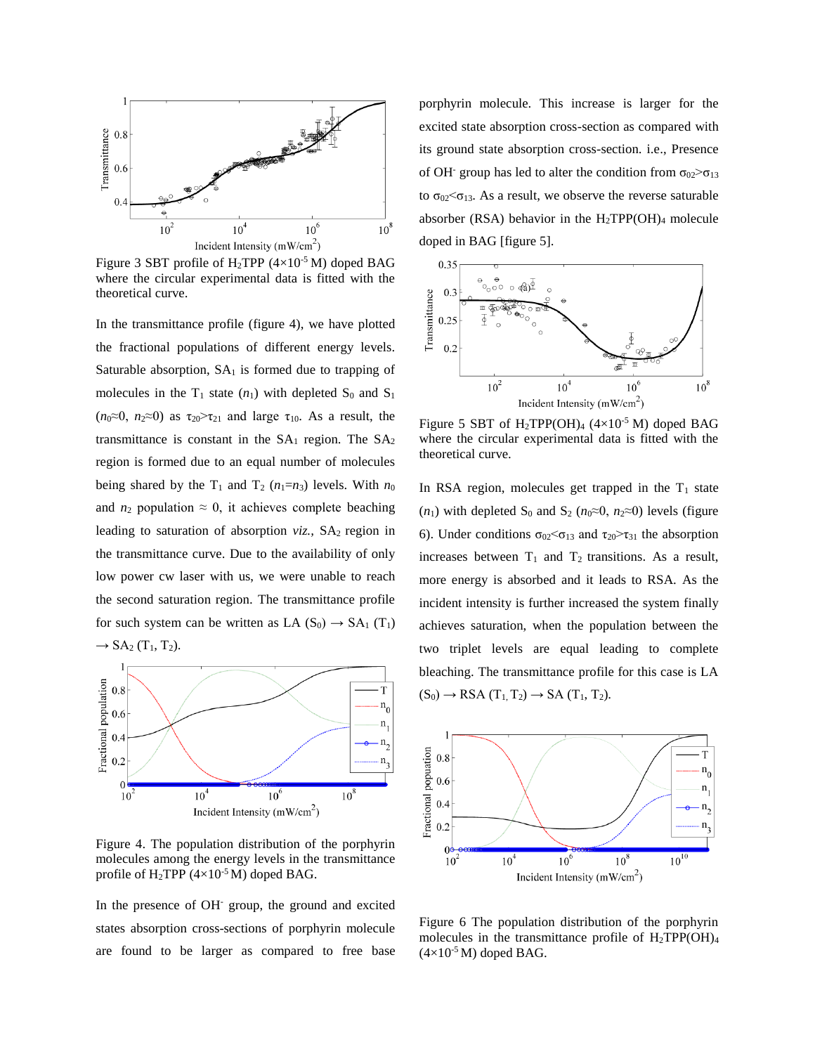Figure 3 SBT profile of $H_2TPP$ ($4\times10^{-5}$ M) doped BAG where the circular experimental data is fitted with the theoretical curve.

In the transmittance profile (figure 4), we have plotted the fractional populations of different energy levels. Saturable absorption, $SA_1$ is formed due to trapping of molecules in the $T_1$ state ($n_1$) with depleted $S_0$ and $S_1$ ($n_0\approx0$, $n_2\approx0$) as $\tau_{20}>\tau_{21}$ and large $\tau_{10}$. As a result, the transmittance is constant in the $SA_1$ region. The $SA_2$ region is formed due to an equal number of molecules being shared by the $T_1$ and $T_2$ ($n_1$=$n_3$) levels. With $n_0$ and $n_2$ population ≈ 0, it achieves complete beaching leading to saturation of absorption *viz.*, $SA_2$ region in the transmittance curve. Due to the availability of only low power cw laser with us, we were unable to reach the second saturation region. The transmittance profile for such system can be written as LA ($S_0$) → $SA_1$ ($T_1$) → $SA_2$ ($T_1$, $T_2$).

Figure 4. The population distribution of the porphyrin molecules among the energy levels in the transmittance profile of $H_2TPP$ ($4\times10^{-5}$ M) doped BAG.

In the presence of $OH^-$ group, the ground and excited states absorption cross-sections of porphyrin molecule are found to be larger as compared to free base porphyrin molecule. This increase is larger for the excited state absorption cross-section as compared with its ground state absorption cross-section. i.e., Presence of $OH^-$ group has led to alter the condition from $\sigma_{02}>\sigma_{13}$ to $\sigma_{02}<\sigma_{13}$. As a result, we observe the reverse saturable absorber (RSA) behavior in the $H_2TPP(OH)_4$ molecule doped in BAG [figure 5].

Figure 5 SBT of $H_2TPP(OH)_4$ ($4\times10^{-5}$ M) doped BAG where the circular experimental data is fitted with the theoretical curve.

In RSA region, molecules get trapped in the $T_1$ state ($n_1$) with depleted $S_0$ and $S_2$ ($n_0\approx0$, $n_2\approx0$) levels (figure 6). Under conditions $\sigma_{02}<\sigma_{13}$ and $\tau_{20}>\tau_{31}$ the absorption increases between $T_1$ and $T_2$ transitions. As a result, more energy is absorbed and it leads to RSA. As the incident intensity is further increased the system finally achieves saturation, when the population between the two triplet levels are equal leading to complete bleaching. The transmittance profile for this case is LA ($S_0$) → RSA ($T_1$, $T_2$) → SA ($T_1$, $T_2$).

Figure 6 The population distribution of the porphyrin molecules in the transmittance profile of $H_2TPP(OH)_4$ ($4\times10^{-5}$ M) doped BAG.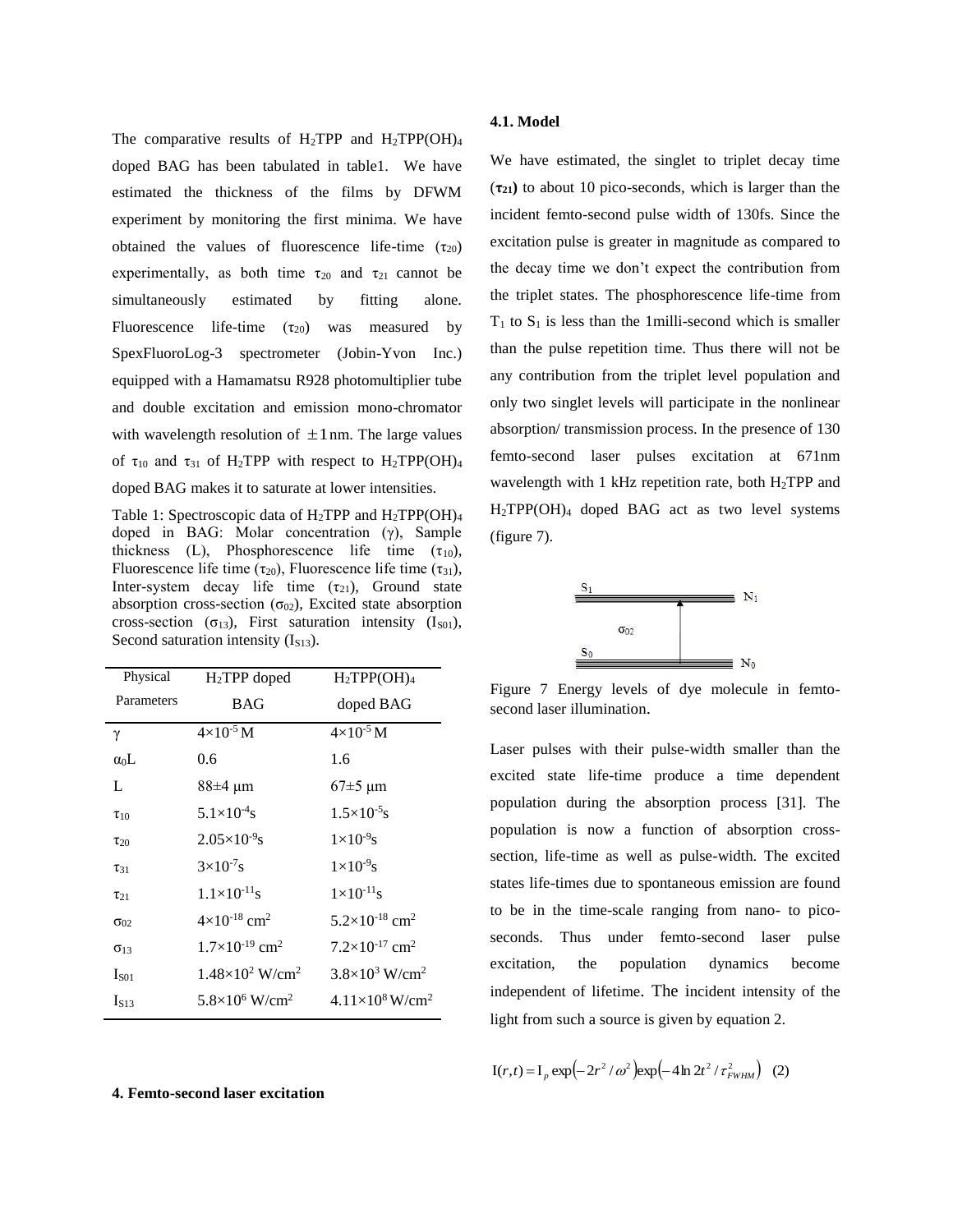The comparative results of $H_2TPP$ and $H_2TPP(OH)_4$ doped BAG has been tabulated in table1. We have estimated the thickness of the films by DFWM experiment by monitoring the first minima. We have obtained the values of fluorescence life-time ($\tau_{20}$) experimentally, as both time $\tau_{20}$ and $\tau_{21}$ cannot be simultaneously estimated by fitting alone. Fluorescence life-time ($\tau_{20}$) was measured by SpexFluoroLog-3 spectrometer (Jobin-Yvon Inc.) equipped with a Hamamatsu R928 photomultiplier tube and double excitation and emission mono-chromator with wavelength resolution of $\pm 1$ nm. The large values of $\tau_{10}$ and $\tau_{31}$ of $H_2TPP$ with respect to $H_2TPP(OH)_4$ doped BAG makes it to saturate at lower intensities.

Table 1: Spectroscopic data of $H_2TPP$ and $H_2TPP(OH)_4$ doped in BAG: Molar concentration ($\gamma$), Sample thickness (L), Phosphorescence life time ($\tau_{10}$), Fluorescence life time ($\tau_{20}$), Fluorescence life time ($\tau_{31}$), Inter-system decay life time ($\tau_{21}$), Ground state absorption cross-section ($\sigma_{02}$), Excited state absorption cross-section ($\sigma_{13}$), First saturation intensity ($I_{S01}$), Second saturation intensity ($I_{S13}$).

| Physical Parameters | $H_2TPP$ doped BAG | $H_2TPP(OH)_4$ doped BAG |
|---|---|---|
| $\gamma$ | $4\times10^{-5}$ M | $4\times10^{-5}$ M |
| $\alpha_0 L$ | 0.6 | 1.6 |
| L | 88±4 μm | 67±5 μm |
| $\tau_{10}$ | $5.1\times10^{-4}$s | $1.5\times10^{-5}$s |
| $\tau_{20}$ | $2.05\times10^{-9}$s | $1\times10^{-9}$s |
| $\tau_{31}$ | $3\times10^{-7}$s | $1\times10^{-9}$s |
| $\tau_{21}$ | $1.1\times10^{-11}$s | $1\times10^{-11}$s |
| $\sigma_{02}$ | $4\times10^{-18}$ cm$^2$ | $5.2\times10^{-18}$ cm$^2$ |
| $\sigma_{13}$ | $1.7\times10^{-19}$ cm$^2$ | $7.2\times10^{-17}$ cm$^2$ |
| $I_{S01}$ | $1.48\times10^{2}$ W/cm$^2$ | $3.8\times10^{3}$ W/cm$^2$ |
| $I_{S13}$ | $5.8\times10^{6}$ W/cm$^2$ | $4.11\times10^{8}$ W/cm$^2$ |

**4. Femto-second laser excitation**

**4.1. Model**

We have estimated, the singlet to triplet decay time (**$\tau_{21}$**) to about 10 pico-seconds, which is larger than the incident femto-second pulse width of 130fs. Since the excitation pulse is greater in magnitude as compared to the decay time we don't expect the contribution from the triplet states. The phosphorescence life-time from $T_1$ to $S_1$ is less than the 1milli-second which is smaller than the pulse repetition time. Thus there will not be any contribution from the triplet level population and only two singlet levels will participate in the nonlinear absorption/ transmission process. In the presence of 130 femto-second laser pulses excitation at 671nm wavelength with 1 kHz repetition rate, both $H_2TPP$ and $H_2TPP(OH)_4$ doped BAG act as two level systems (figure 7).

Figure 7 Energy levels of dye molecule in femto-second laser illumination.

Laser pulses with their pulse-width smaller than the excited state life-time produce a time dependent population during the absorption process [31]. The population is now a function of absorption cross-section, life-time as well as pulse-width. The excited states life-times due to spontaneous emission are found to be in the time-scale ranging from nano- to pico-seconds. Thus under femto-second laser pulse excitation, the population dynamics become independent of lifetime. The incident intensity of the light from such a source is given by equation 2.

$$I(r,t) = I_p \exp\left(-2r^2/\omega^2\right)\exp\left(-4\ln 2t^2/\tau_{FWHM}^2\right) \quad (2)$$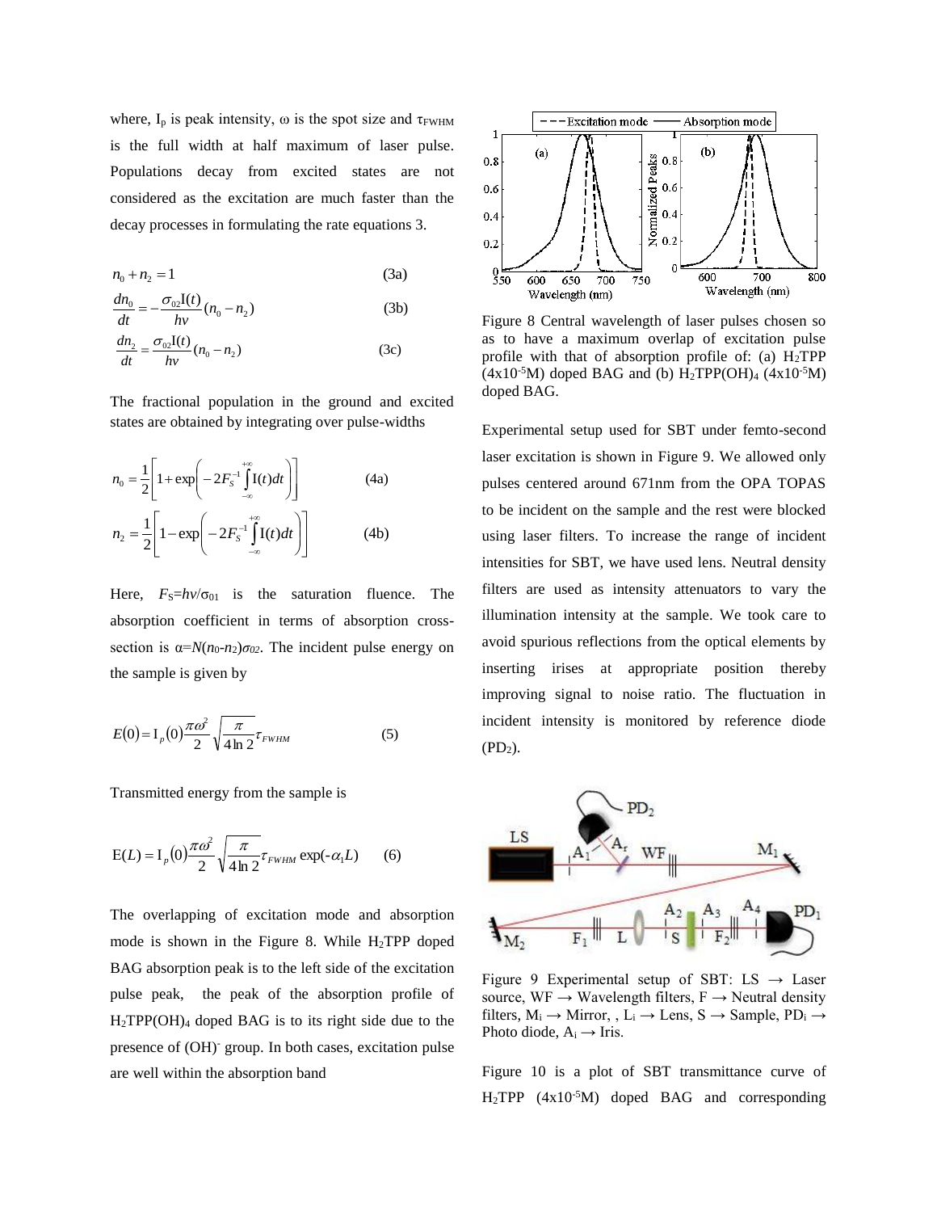where, $I_p$ is peak intensity, $\omega$ is the spot size and $\tau_{FWHM}$ is the full width at half maximum of laser pulse. Populations decay from excited states are not considered as the excitation are much faster than the decay processes in formulating the rate equations 3.

$$n_0 + n_2 = 1 \tag{3a}$$

$$\frac{dn_0}{dt} = -\frac{\sigma_{02}\mathrm{I}(t)}{h\nu}(n_0 - n_2) \tag{3b}$$

$$\frac{dn_2}{dt} = \frac{\sigma_{02}\mathrm{I}(t)}{h\nu}(n_0 - n_2) \tag{3c}$$

The fractional population in the ground and excited states are obtained by integrating over pulse-widths

$$n_0 = \frac{1}{2}\left[1 + \exp\left(-2F_S^{-1}\int_{-\infty}^{+\infty}\mathrm{I}(t)dt\right)\right] \tag{4a}$$

$$n_2 = \frac{1}{2}\left[1 - \exp\left(-2F_S^{-1}\int_{-\infty}^{+\infty}\mathrm{I}(t)dt\right)\right] \tag{4b}$$

Here, $F_S = h\nu/\sigma_{01}$ is the saturation fluence. The absorption coefficient in terms of absorption cross-section is $\alpha = N(n_0 - n_2)\sigma_{02}$. The incident pulse energy on the sample is given by

$$E(0) = \mathrm{I}_p(0)\frac{\pi\omega^2}{2}\sqrt{\frac{\pi}{4\ln 2}}\tau_{FWHM} \tag{5}$$

Transmitted energy from the sample is

$$\mathrm{E}(L) = \mathrm{I}_p(0)\frac{\pi\omega^2}{2}\sqrt{\frac{\pi}{4\ln 2}}\tau_{FWHM}\exp(-\alpha_1 L) \tag{6}$$

The overlapping of excitation mode and absorption mode is shown in the Figure 8. While $H_2TPP$ doped BAG absorption peak is to the left side of the excitation pulse peak, the peak of the absorption profile of $H_2TPP(OH)_4$ doped BAG is to its right side due to the presence of $(OH)^-$ group. In both cases, excitation pulse are well within the absorption band

Figure 8 Central wavelength of laser pulses chosen so as to have a maximum overlap of excitation pulse profile with that of absorption profile of: (a) $H_2TPP$ ($4\times10^{-5}$M) doped BAG and (b) $H_2TPP(OH)_4$ ($4\times10^{-5}$M) doped BAG.

Experimental setup used for SBT under femto-second laser excitation is shown in Figure 9. We allowed only pulses centered around 671nm from the OPA TOPAS to be incident on the sample and the rest were blocked using laser filters. To increase the range of incident intensities for SBT, we have used lens. Neutral density filters are used as intensity attenuators to vary the illumination intensity at the sample. We took care to avoid spurious reflections from the optical elements by inserting irises at appropriate position thereby improving signal to noise ratio. The fluctuation in incident intensity is monitored by reference diode ($PD_2$).

Figure 9 Experimental setup of SBT: LS → Laser source, WF → Wavelength filters, F → Neutral density filters, $M_i$ → Mirror, , $L_i$ → Lens, S → Sample, $PD_i$ → Photo diode, $A_i$ → Iris.

Figure 10 is a plot of SBT transmittance curve of $H_2TPP$ ($4\times10^{-5}$M) doped BAG and corresponding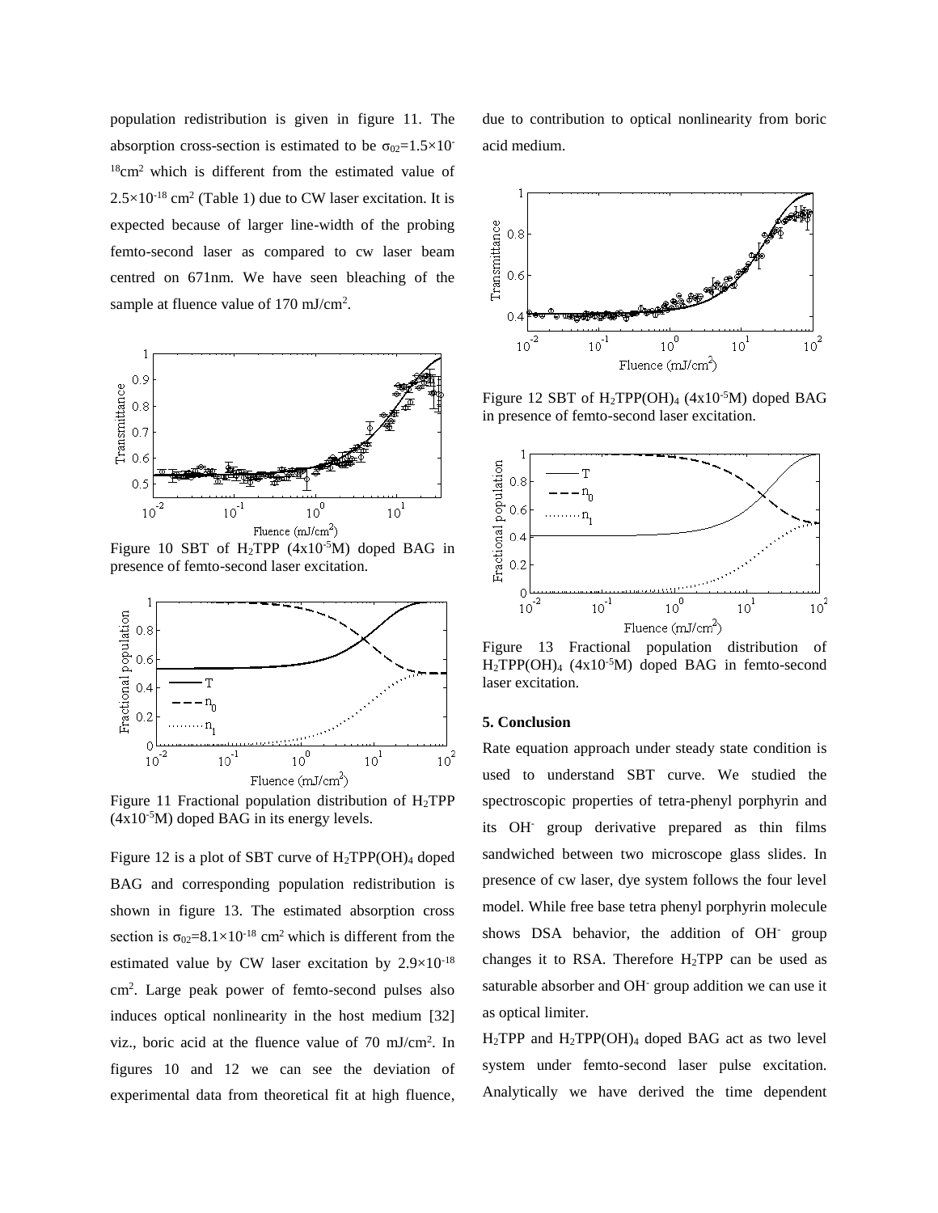population redistribution is given in figure 11. The absorption cross-section is estimated to be $\sigma_{02}=1.5\times10^{-18}$ cm$^2$ which is different from the estimated value of $2.5\times10^{-18}$ cm$^2$ (Table 1) due to CW laser excitation. It is expected because of larger line-width of the probing femto-second laser as compared to cw laser beam centred on 671nm. We have seen bleaching of the sample at fluence value of 170 mJ/cm$^2$.

Figure 10 SBT of $H_2TPP$ (4x10$^{-5}$M) doped BAG in presence of femto-second laser excitation.

Figure 11 Fractional population distribution of $H_2TPP$ (4x10$^{-5}$M) doped BAG in its energy levels.

Figure 12 is a plot of SBT curve of $H_2TPP(OH)_4$ doped BAG and corresponding population redistribution is shown in figure 13. The estimated absorption cross section is $\sigma_{02}=8.1\times10^{-18}$ cm$^2$ which is different from the estimated value by CW laser excitation by $2.9\times10^{-18}$ cm$^2$. Large peak power of femto-second pulses also induces optical nonlinearity in the host medium [32] viz., boric acid at the fluence value of 70 mJ/cm$^2$. In figures 10 and 12 we can see the deviation of experimental data from theoretical fit at high fluence, due to contribution to optical nonlinearity from boric acid medium.

Figure 12 SBT of $H_2TPP(OH)_4$ (4x10$^{-5}$M) doped BAG in presence of femto-second laser excitation.

Figure 13 Fractional population distribution of $H_2TPP(OH)_4$ (4x10$^{-5}$M) doped BAG in femto-second laser excitation.

**5. Conclusion**

Rate equation approach under steady state condition is used to understand SBT curve. We studied the spectroscopic properties of tetra-phenyl porphyrin and its $OH^-$ group derivative prepared as thin films sandwiched between two microscope glass slides. In presence of cw laser, dye system follows the four level model. While free base tetra phenyl porphyrin molecule shows DSA behavior, the addition of $OH^-$ group changes it to RSA. Therefore $H_2TPP$ can be used as saturable absorber and $OH^-$ group addition we can use it as optical limiter.

$H_2TPP$ and $H_2TPP(OH)_4$ doped BAG act as two level system under femto-second laser pulse excitation. Analytically we have derived the time dependent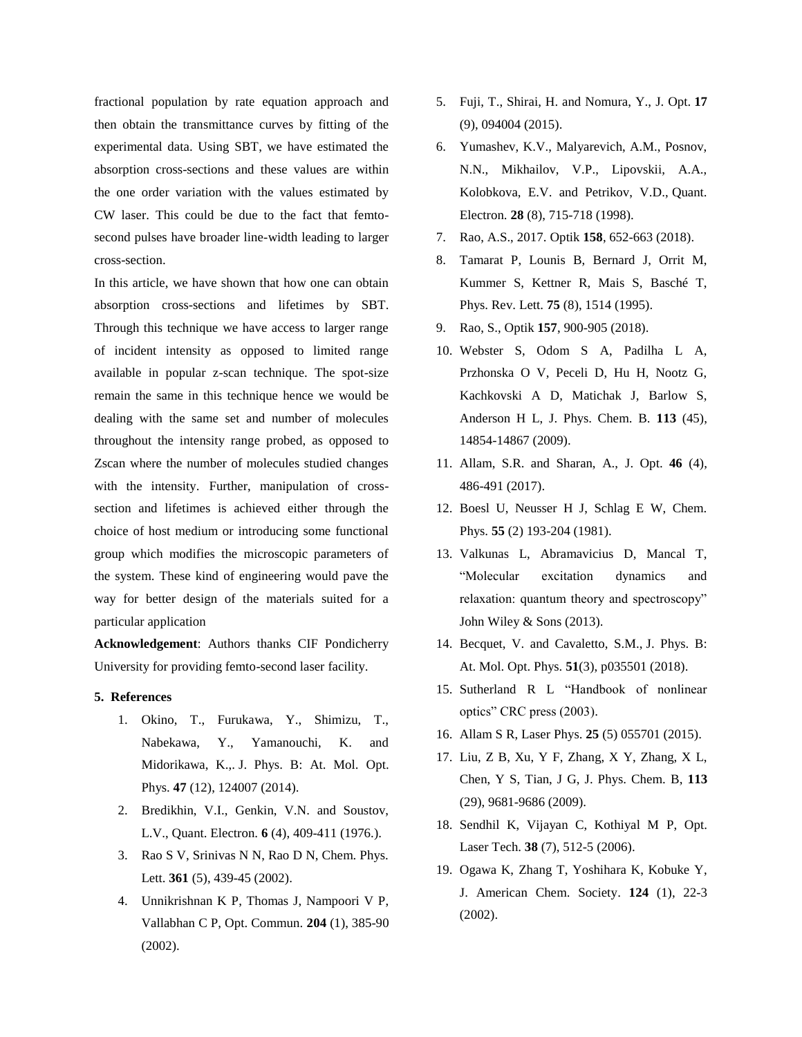fractional population by rate equation approach and then obtain the transmittance curves by fitting of the experimental data. Using SBT, we have estimated the absorption cross-sections and these values are within the one order variation with the values estimated by CW laser. This could be due to the fact that femto-second pulses have broader line-width leading to larger cross-section.

In this article, we have shown that how one can obtain absorption cross-sections and lifetimes by SBT. Through this technique we have access to larger range of incident intensity as opposed to limited range available in popular z-scan technique. The spot-size remain the same in this technique hence we would be dealing with the same set and number of molecules throughout the intensity range probed, as opposed to Zscan where the number of molecules studied changes with the intensity. Further, manipulation of cross-section and lifetimes is achieved either through the choice of host medium or introducing some functional group which modifies the microscopic parameters of the system. These kind of engineering would pave the way for better design of the materials suited for a particular application

**Acknowledgement**: Authors thanks CIF Pondicherry University for providing femto-second laser facility.

## 5. References

1. Okino, T., Furukawa, Y., Shimizu, T., Nabekawa, Y., Yamanouchi, K. and Midorikawa, K.,. J. Phys. B: At. Mol. Opt. Phys. **47** (12), 124007 (2014).
2. Bredikhin, V.I., Genkin, V.N. and Soustov, L.V., Quant. Electron. **6** (4), 409-411 (1976.).
3. Rao S V, Srinivas N N, Rao D N, Chem. Phys. Lett. **361** (5), 439-45 (2002).
4. Unnikrishnan K P, Thomas J, Nampoori V P, Vallabhan C P, Opt. Commun. **204** (1), 385-90 (2002).
5. Fuji, T., Shirai, H. and Nomura, Y., J. Opt. **17** (9), 094004 (2015).
6. Yumashev, K.V., Malyarevich, A.M., Posnov, N.N., Mikhailov, V.P., Lipovskii, A.A., Kolobkova, E.V. and Petrikov, V.D., Quant. Electron. **28** (8), 715-718 (1998).
7. Rao, A.S., 2017. Optik **158**, 652-663 (2018).
8. Tamarat P, Lounis B, Bernard J, Orrit M, Kummer S, Kettner R, Mais S, Basché T, Phys. Rev. Lett. **75** (8), 1514 (1995).
9. Rao, S., Optik **157**, 900-905 (2018).
10. Webster S, Odom S A, Padilha L A, Przhonska O V, Peceli D, Hu H, Nootz G, Kachkovski A D, Matichak J, Barlow S, Anderson H L, J. Phys. Chem. B. **113** (45), 14854-14867 (2009).
11. Allam, S.R. and Sharan, A., J. Opt. **46** (4), 486-491 (2017).
12. Boesl U, Neusser H J, Schlag E W, Chem. Phys. **55** (2) 193-204 (1981).
13. Valkunas L, Abramavicius D, Mancal T, "Molecular excitation dynamics and relaxation: quantum theory and spectroscopy" John Wiley & Sons (2013).
14. Becquet, V. and Cavaletto, S.M., J. Phys. B: At. Mol. Opt. Phys. **51**(3), p035501 (2018).
15. Sutherland R L "Handbook of nonlinear optics" CRC press (2003).
16. Allam S R, Laser Phys. **25** (5) 055701 (2015).
17. Liu, Z B, Xu, Y F, Zhang, X Y, Zhang, X L, Chen, Y S, Tian, J G, J. Phys. Chem. B, **113** (29), 9681-9686 (2009).
18. Sendhil K, Vijayan C, Kothiyal M P, Opt. Laser Tech. **38** (7), 512-5 (2006).
19. Ogawa K, Zhang T, Yoshihara K, Kobuke Y, J. American Chem. Society. **124** (1), 22-3 (2002).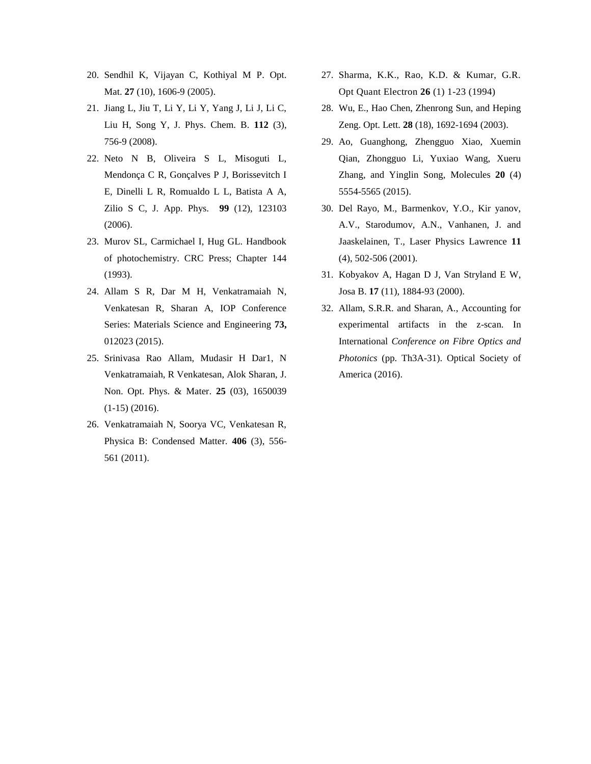20. Sendhil K, Vijayan C, Kothiyal M P. Opt. Mat. **27** (10), 1606-9 (2005).
21. Jiang L, Jiu T, Li Y, Li Y, Yang J, Li J, Li C, Liu H, Song Y, J. Phys. Chem. B. **112** (3), 756-9 (2008).
22. Neto N B, Oliveira S L, Misoguti L, Mendonça C R, Gonçalves P J, Borissevitch I E, Dinelli L R, Romualdo L L, Batista A A, Zilio S C, J. App. Phys. **99** (12), 123103 (2006).
23. Murov SL, Carmichael I, Hug GL. Handbook of photochemistry. CRC Press; Chapter 144 (1993).
24. Allam S R, Dar M H, Venkatramaiah N, Venkatesan R, Sharan A, IOP Conference Series: Materials Science and Engineering **73,** 012023 (2015).
25. Srinivasa Rao Allam, Mudasir H Dar1, N Venkatramaiah, R Venkatesan, Alok Sharan, J. Non. Opt. Phys. & Mater. **25** (03), 1650039 (1-15) (2016).
26. Venkatramaiah N, Soorya VC, Venkatesan R, Physica B: Condensed Matter. **406** (3), 556-561 (2011).
27. Sharma, K.K., Rao, K.D. & Kumar, G.R. Opt Quant Electron **26** (1) 1-23 (1994)
28. Wu, E., Hao Chen, Zhenrong Sun, and Heping Zeng. Opt. Lett. **28** (18), 1692-1694 (2003).
29. Ao, Guanghong, Zhengguo Xiao, Xuemin Qian, Zhongguo Li, Yuxiao Wang, Xueru Zhang, and Yinglin Song, Molecules **20** (4) 5554-5565 (2015).
30. Del Rayo, M., Barmenkov, Y.O., Kir yanov, A.V., Starodumov, A.N., Vanhanen, J. and Jaaskelainen, T., Laser Physics Lawrence **11** (4), 502-506 (2001).
31. Kobyakov A, Hagan D J, Van Stryland E W, Josa B. **17** (11), 1884-93 (2000).
32. Allam, S.R.R. and Sharan, A., Accounting for experimental artifacts in the z-scan. In International *Conference on Fibre Optics and Photonics* (pp. Th3A-31). Optical Society of America (2016).